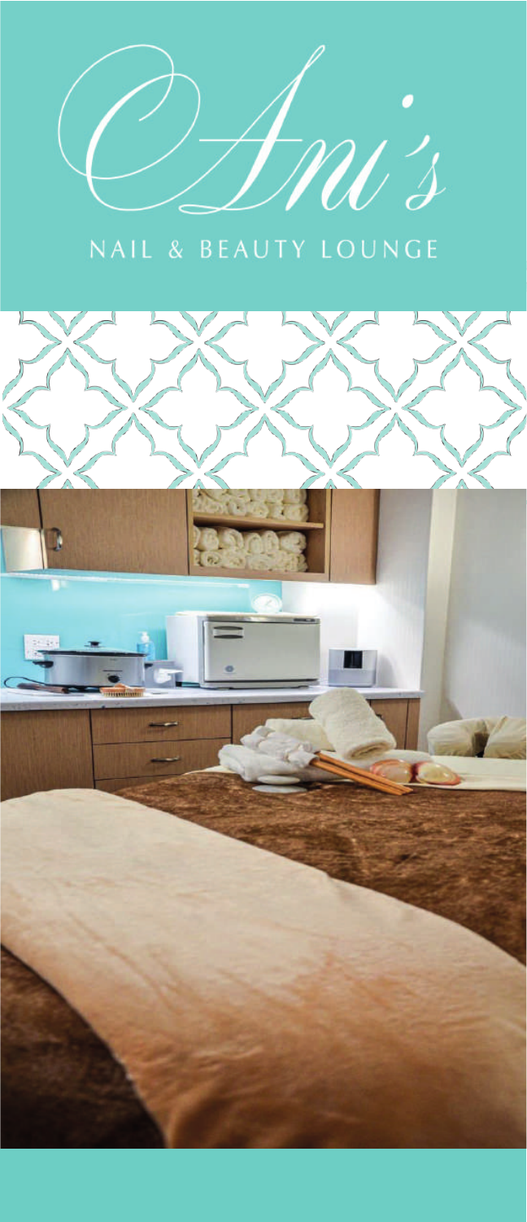# Ani's

NAIL & BEAUTY LOUNGE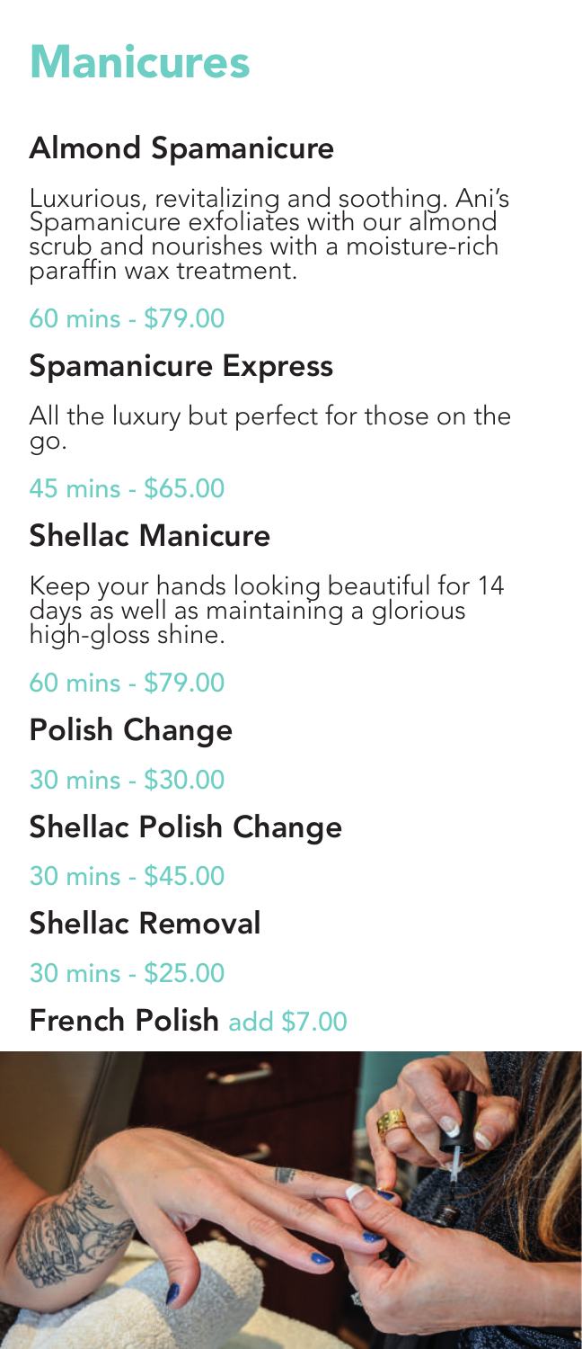# Manicures

## Almond Spamanicure

Luxurious, revitalizing and soothing. Ani's Spamanicure exfoliates with our almond scrub and nourishes with a moisture-rich paraffin wax treatment.

60 mins - $79.00

## Spamanicure Express

All the luxury but perfect for those on the go.

45 mins - $65.00

## Shellac Manicure

Keep your hands looking beautiful for 14 days as well as maintaining a glorious high-gloss shine.

60 mins - $79.00

## Polish Change

30 mins - $30.00

## Shellac Polish Change

30 mins - $45.00

## Shellac Removal

30 mins - $25.00

## French Polish add $7.00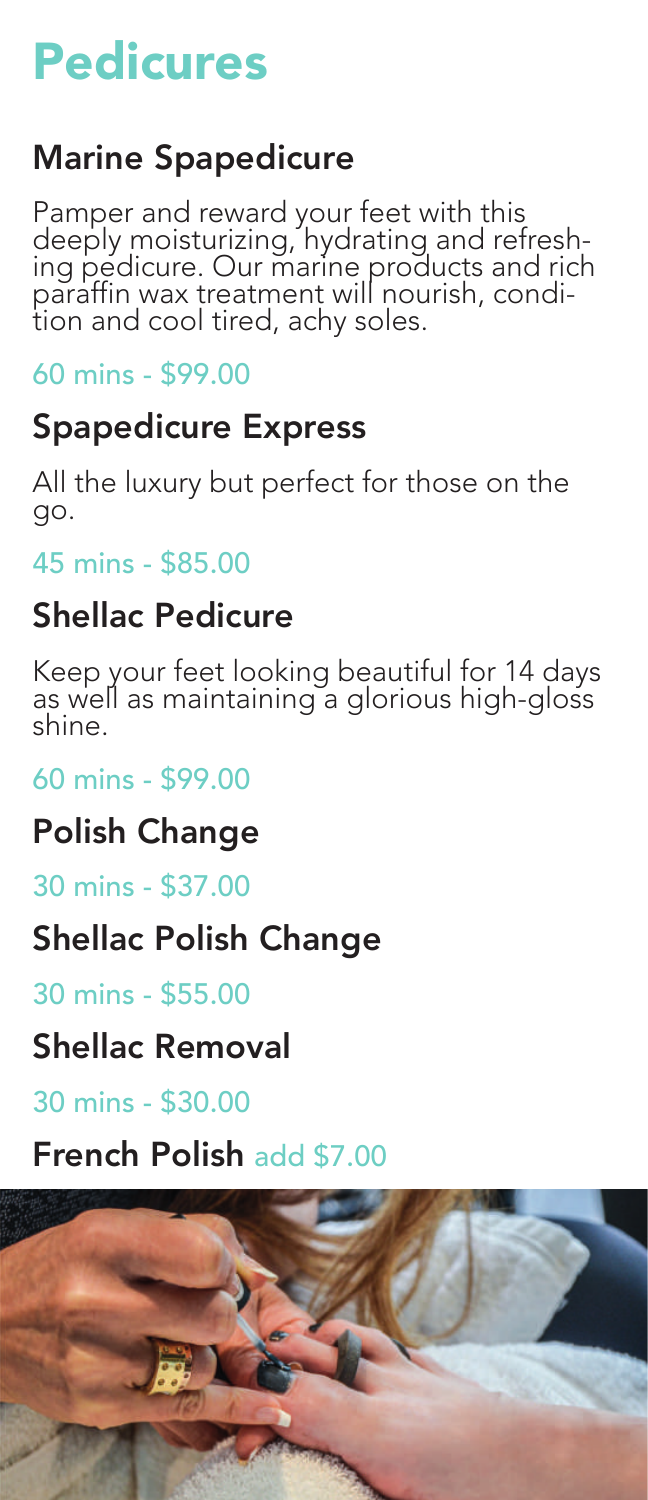# Pedicures

## Marine Spapedicure

Pamper and reward your feet with this deeply moisturizing, hydrating and refreshing pedicure. Our marine products and rich paraffin wax treatment will nourish, condition and cool tired, achy soles.

60 mins - $99.00

## Spapedicure Express

All the luxury but perfect for those on the go.

45 mins - $85.00

## Shellac Pedicure

Keep your feet looking beautiful for 14 days as well as maintaining a glorious high-gloss shine.

60 mins - $99.00

## Polish Change

30 mins - $37.00

## Shellac Polish Change

30 mins - $55.00

## Shellac Removal

30 mins - $30.00

## French Polish add $7.00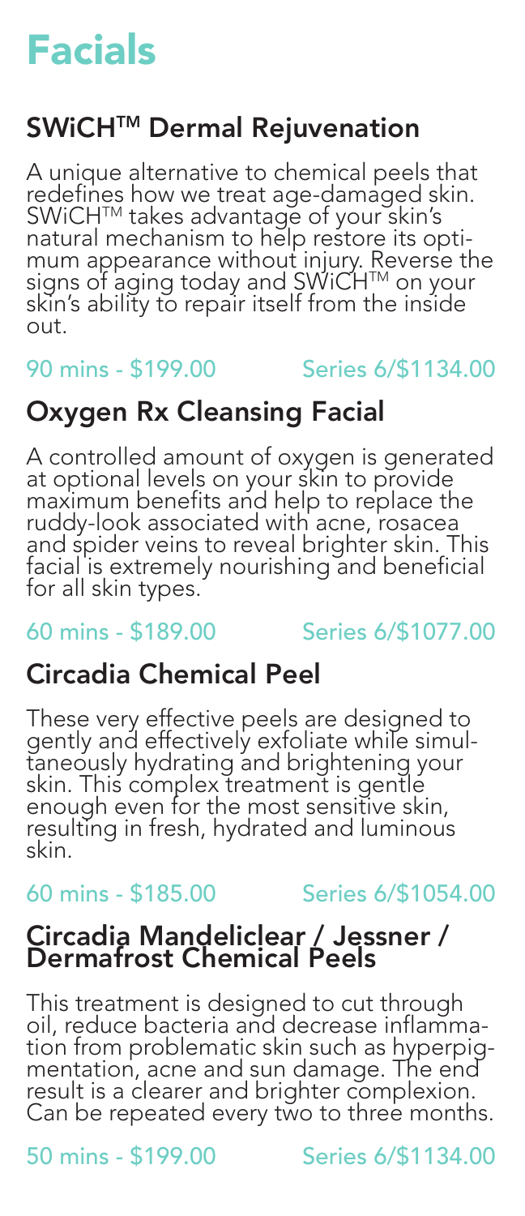# Facials

## SWiCH™ Dermal Rejuvenation

A unique alternative to chemical peels that redefines how we treat age-damaged skin. SWiCH™ takes advantage of your skin's natural mechanism to help restore its optimum appearance without injury. Reverse the signs of aging today and SWiCH™ on your skin's ability to repair itself from the inside out.

90 mins - $199.00 Series 6/$1134.00

## Oxygen Rx Cleansing Facial

A controlled amount of oxygen is generated at optional levels on your skin to provide maximum benefits and help to replace the ruddy-look associated with acne, rosacea and spider veins to reveal brighter skin. This facial is extremely nourishing and beneficial for all skin types.

60 mins - $189.00 Series 6/$1077.00

## Circadia Chemical Peel

These very effective peels are designed to gently and effectively exfoliate while simultaneously hydrating and brightening your skin. This complex treatment is gentle enough even for the most sensitive skin, resulting in fresh, hydrated and luminous skin.

60 mins - $185.00 Series 6/$1054.00

## Circadia Mandeliclear / Jessner / Dermafrost Chemical Peels

This treatment is designed to cut through oil, reduce bacteria and decrease inflammation from problematic skin such as hyperpigmentation, acne and sun damage. The end result is a clearer and brighter complexion. Can be repeated every two to three months.

50 mins - $199.00 Series 6/$1134.00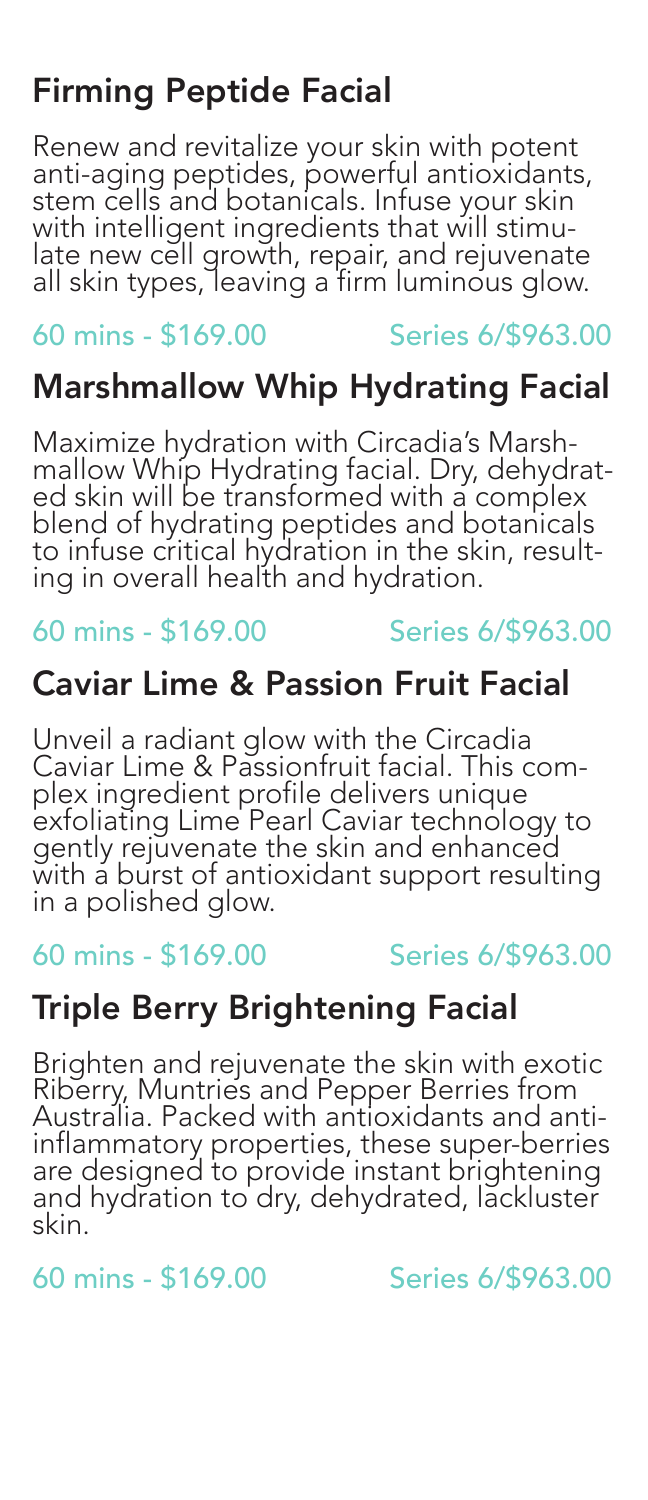## Firming Peptide Facial

Renew and revitalize your skin with potent anti-aging peptides, powerful antioxidants, stem cells and botanicals. Infuse your skin with intelligent ingredients that will stimulate new cell growth, repair, and rejuvenate all skin types, leaving a firm luminous glow.

60 mins - $169.00 Series 6/$963.00

## Marshmallow Whip Hydrating Facial

Maximize hydration with Circadia's Marshmallow Whip Hydrating facial. Dry, dehydrated skin will be transformed with a complex blend of hydrating peptides and botanicals to infuse critical hydration in the skin, resulting in overall health and hydration.

60 mins - $169.00 Series 6/$963.00

## Caviar Lime & Passion Fruit Facial

Unveil a radiant glow with the Circadia Caviar Lime & Passionfruit facial. This complex ingredient profile delivers unique exfoliating Lime Pearl Caviar technology to gently rejuvenate the skin and enhanced with a burst of antioxidant support resulting in a polished glow.

60 mins - $169.00 Series 6/$963.00

## Triple Berry Brightening Facial

Brighten and rejuvenate the skin with exotic Riberry, Muntries and Pepper Berries from Australia. Packed with antioxidants and anti-inflammatory properties, these super-berries are designed to provide instant brightening and hydration to dry, dehydrated, lackluster skin.

60 mins - $169.00 Series 6/$963.00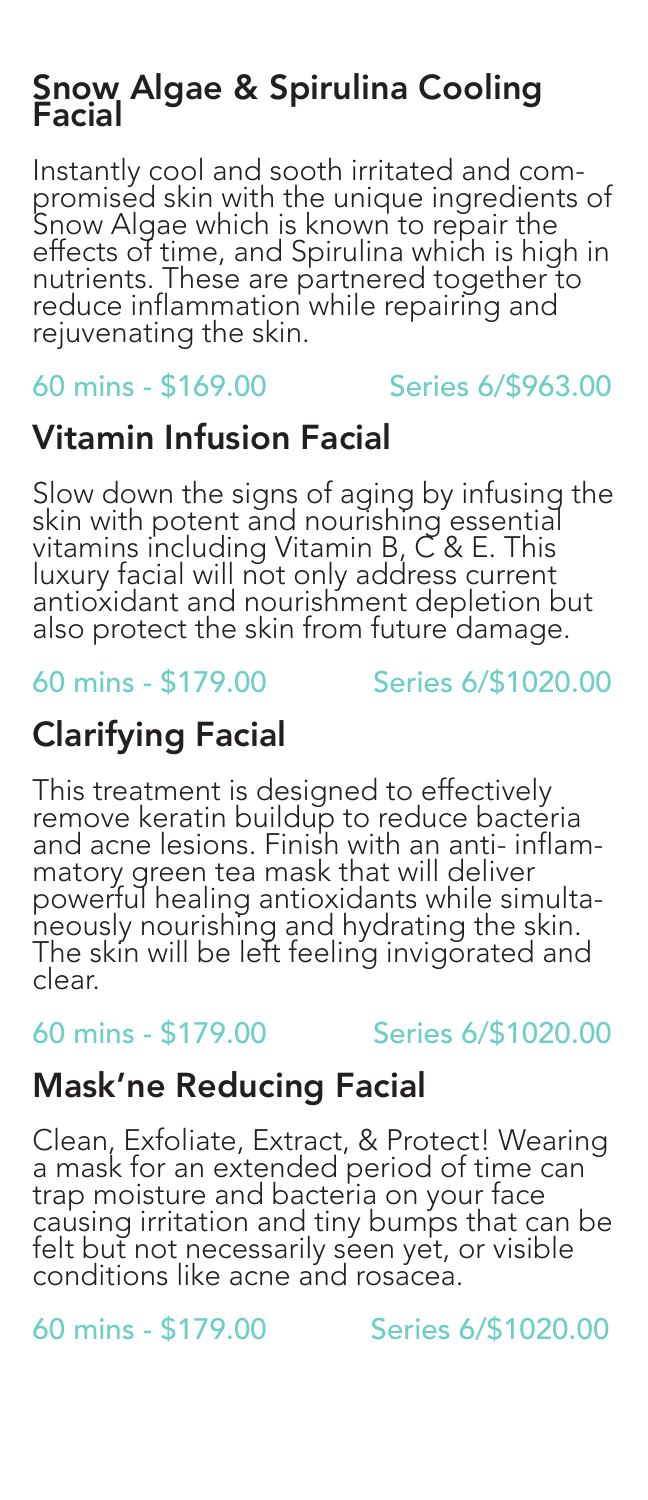## Snow Algae & Spirulina Cooling Facial

Instantly cool and sooth irritated and compromised skin with the unique ingredients of Snow Algae which is known to repair the effects of time, and Spirulina which is high in nutrients. These are partnered together to reduce inflammation while repairing and rejuvenating the skin.

60 mins - $169.00 Series 6/$963.00

## Vitamin Infusion Facial

Slow down the signs of aging by infusing the skin with potent and nourishing essential vitamins including Vitamin B, C & E. This luxury facial will not only address current antioxidant and nourishment depletion but also protect the skin from future damage.

60 mins - $179.00 Series 6/$1020.00

## Clarifying Facial

This treatment is designed to effectively remove keratin buildup to reduce bacteria and acne lesions. Finish with an anti- inflammatory green tea mask that will deliver powerful healing antioxidants while simultaneously nourishing and hydrating the skin. The skin will be left feeling invigorated and clear.

60 mins - $179.00 Series 6/$1020.00

## Mask'ne Reducing Facial

Clean, Exfoliate, Extract, & Protect! Wearing a mask for an extended period of time can trap moisture and bacteria on your face causing irritation and tiny bumps that can be felt but not necessarily seen yet, or visible conditions like acne and rosacea.

60 mins - $179.00 Series 6/$1020.00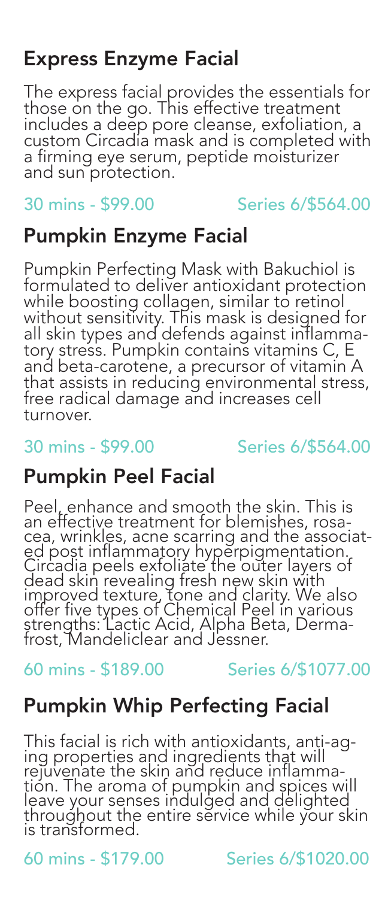## Express Enzyme Facial

The express facial provides the essentials for those on the go. This effective treatment includes a deep pore cleanse, exfoliation, a custom Circadia mask and is completed with a firming eye serum, peptide moisturizer and sun protection.

30 mins - $99.00 Series 6/$564.00

## Pumpkin Enzyme Facial

Pumpkin Perfecting Mask with Bakuchiol is formulated to deliver antioxidant protection while boosting collagen, similar to retinol without sensitivity. This mask is designed for all skin types and defends against inflammatory stress. Pumpkin contains vitamins C, E and beta-carotene, a precursor of vitamin A that assists in reducing environmental stress, free radical damage and increases cell turnover.

30 mins - $99.00 Series 6/$564.00

## Pumpkin Peel Facial

Peel, enhance and smooth the skin. This is an effective treatment for blemishes, rosacea, wrinkles, acne scarring and the associated post inflammatory hyperpigmentation. Circadia peels exfoliate the outer layers of dead skin revealing fresh new skin with improved texture, tone and clarity. We also offer five types of Chemical Peel in various strengths: Lactic Acid, Alpha Beta, Dermafrost, Mandeliclear and Jessner.

60 mins - $189.00 Series 6/$1077.00

## Pumpkin Whip Perfecting Facial

This facial is rich with antioxidants, anti-aging properties and ingredients that will rejuvenate the skin and reduce inflammation. The aroma of pumpkin and spices will leave your senses indulged and delighted throughout the entire service while your skin is transformed.

60 mins - $179.00 Series 6/$1020.00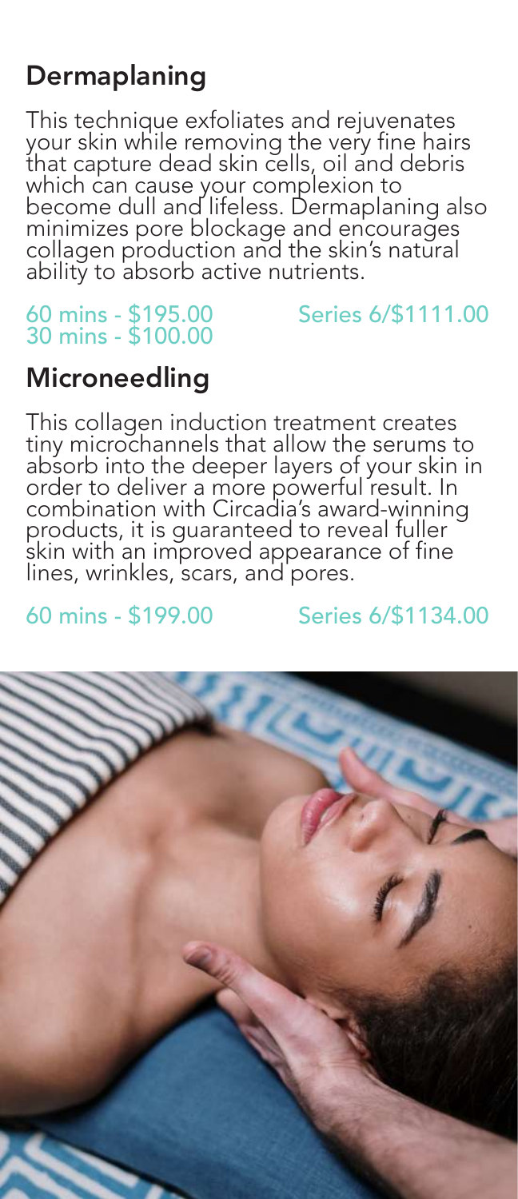## Dermaplaning

This technique exfoliates and rejuvenates your skin while removing the very fine hairs that capture dead skin cells, oil and debris which can cause your complexion to become dull and lifeless. Dermaplaning also minimizes pore blockage and encourages collagen production and the skin's natural ability to absorb active nutrients.

60 mins - $195.00
30 mins - $100.00

Series 6/$1111.00

## Microneedling

This collagen induction treatment creates tiny microchannels that allow the serums to absorb into the deeper layers of your skin in order to deliver a more powerful result. In combination with Circadia's award-winning products, it is guaranteed to reveal fuller skin with an improved appearance of fine lines, wrinkles, scars, and pores.

60 mins - $199.00

Series 6/$1134.00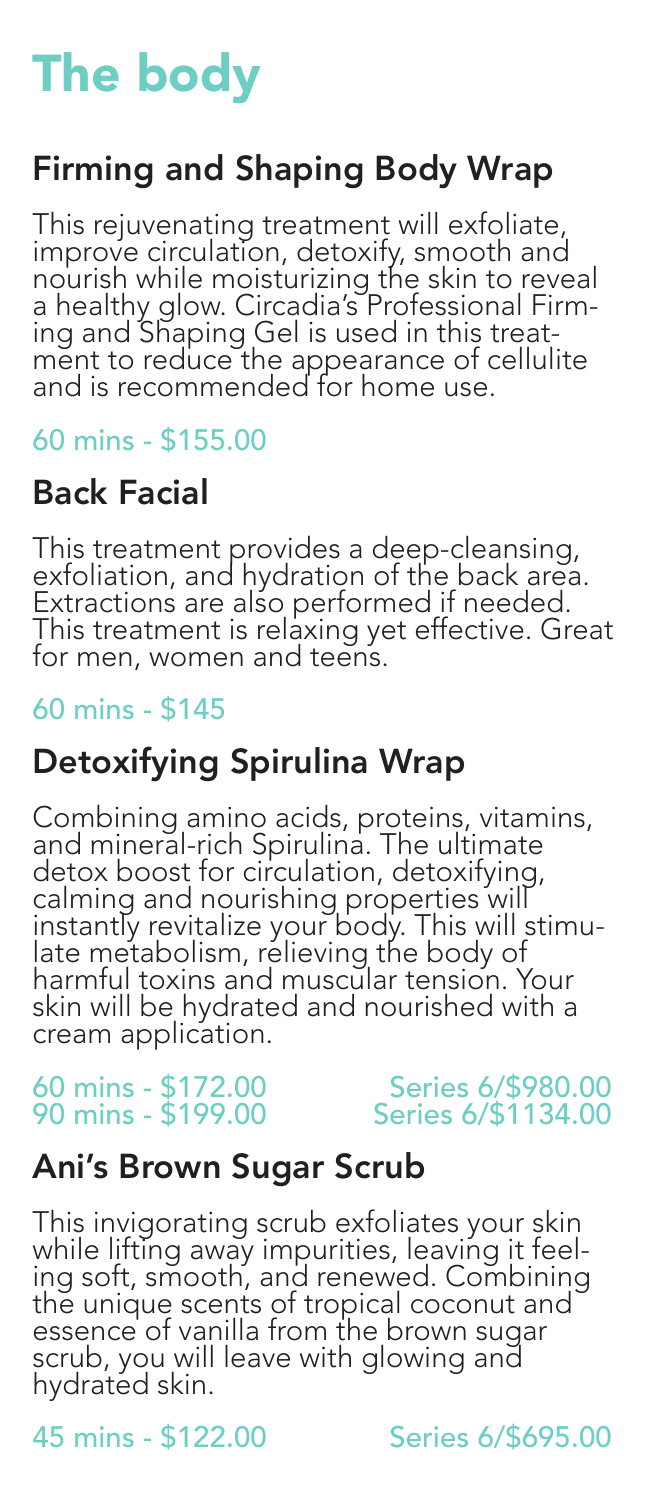# The body

## Firming and Shaping Body Wrap

This rejuvenating treatment will exfoliate, improve circulation, detoxify, smooth and nourish while moisturizing the skin to reveal a healthy glow. Circadia's Professional Firming and Shaping Gel is used in this treatment to reduce the appearance of cellulite and is recommended for home use.

60 mins - $155.00

## Back Facial

This treatment provides a deep-cleansing, exfoliation, and hydration of the back area. Extractions are also performed if needed. This treatment is relaxing yet effective. Great for men, women and teens.

60 mins - $145

## Detoxifying Spirulina Wrap

Combining amino acids, proteins, vitamins, and mineral-rich Spirulina. The ultimate detox boost for circulation, detoxifying, calming and nourishing properties will instantly revitalize your body. This will stimulate metabolism, relieving the body of harmful toxins and muscular tension. Your skin will be hydrated and nourished with a cream application.

60 mins - $172.00 Series 6/$980.00
90 mins - $199.00 Series 6/$1134.00

## Ani's Brown Sugar Scrub

This invigorating scrub exfoliates your skin while lifting away impurities, leaving it feeling soft, smooth, and renewed. Combining the unique scents of tropical coconut and essence of vanilla from the brown sugar scrub, you will leave with glowing and hydrated skin.

45 mins - $122.00 Series 6/$695.00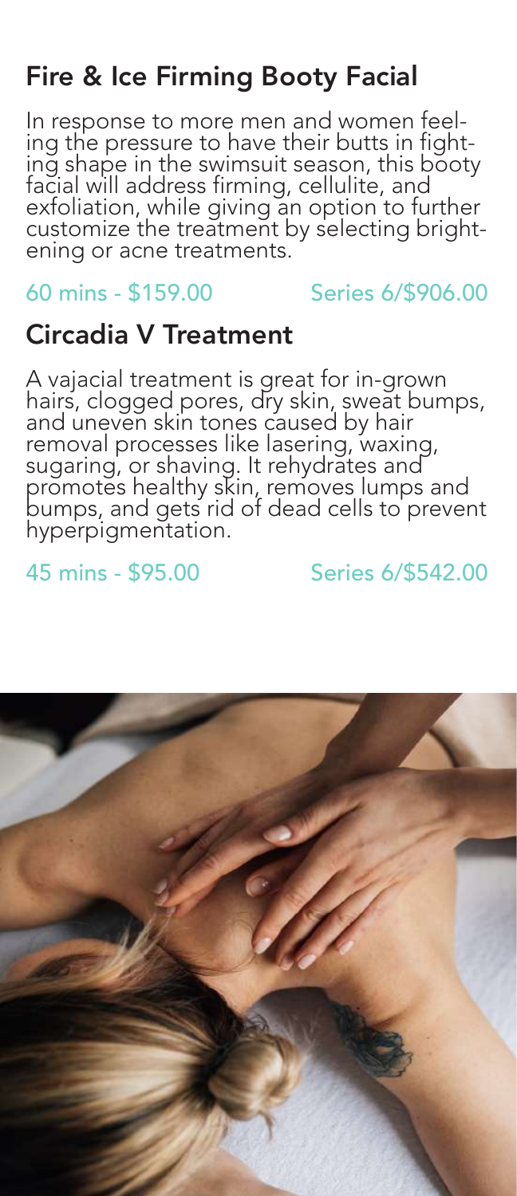## Fire & Ice Firming Booty Facial

In response to more men and women feeling the pressure to have their butts in fighting shape in the swimsuit season, this booty facial will address firming, cellulite, and exfoliation, while giving an option to further customize the treatment by selecting brightening or acne treatments.

60 mins - $159.00 Series 6/$906.00

## Circadia V Treatment

A vajacial treatment is great for in-grown hairs, clogged pores, dry skin, sweat bumps, and uneven skin tones caused by hair removal processes like lasering, waxing, sugaring, or shaving. It rehydrates and promotes healthy skin, removes lumps and bumps, and gets rid of dead cells to prevent hyperpigmentation.

45 mins - $95.00 Series 6/$542.00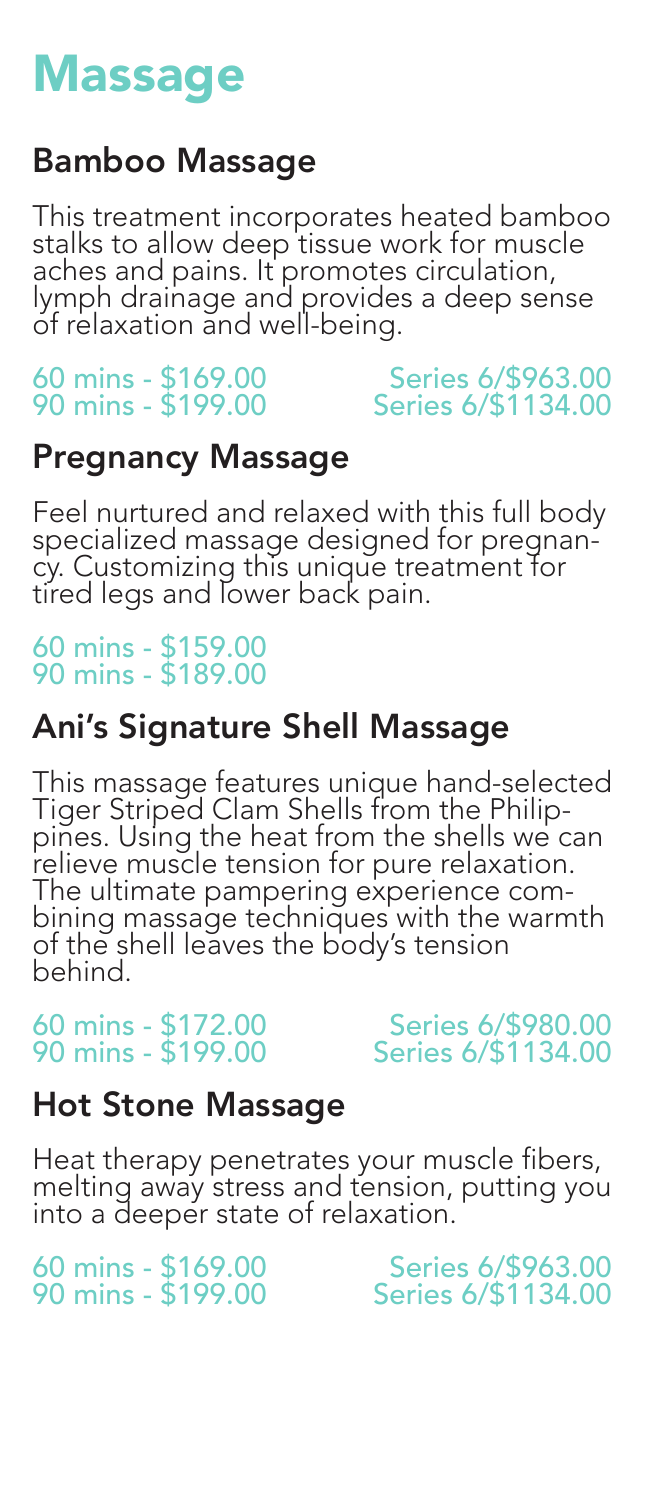# Massage

## Bamboo Massage

This treatment incorporates heated bamboo stalks to allow deep tissue work for muscle aches and pains. It promotes circulation, lymph drainage and provides a deep sense of relaxation and well-being.

60 mins - $169.00 Series 6/$963.00
90 mins - $199.00 Series 6/$1134.00

## Pregnancy Massage

Feel nurtured and relaxed with this full body specialized massage designed for pregnancy. Customizing this unique treatment for tired legs and lower back pain.

60 mins - $159.00
90 mins - $189.00

## Ani's Signature Shell Massage

This massage features unique hand-selected Tiger Striped Clam Shells from the Philippines. Using the heat from the shells we can relieve muscle tension for pure relaxation. The ultimate pampering experience combining massage techniques with the warmth of the shell leaves the body's tension behind.

60 mins - $172.00 Series 6/$980.00
90 mins - $199.00 Series 6/$1134.00

## Hot Stone Massage

Heat therapy penetrates your muscle fibers, melting away stress and tension, putting you into a deeper state of relaxation.

60 mins - $169.00 Series 6/$963.00
90 mins - $199.00 Series 6/$1134.00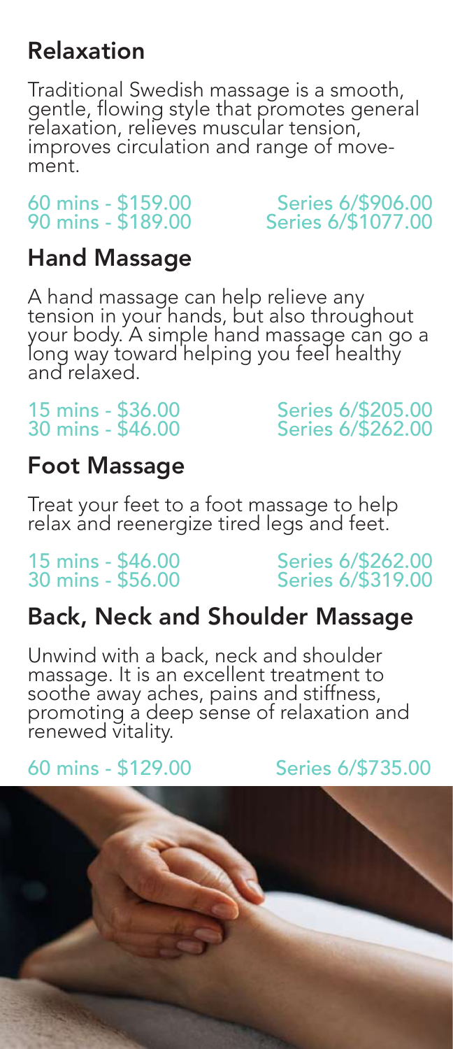## Relaxation

Traditional Swedish massage is a smooth, gentle, flowing style that promotes general relaxation, relieves muscular tension, improves circulation and range of movement.

| | |
|---|---|
| 60 mins - $159.00 | Series 6/$906.00 |
| 90 mins - $189.00 | Series 6/$1077.00 |

## Hand Massage

A hand massage can help relieve any tension in your hands, but also throughout your body. A simple hand massage can go a long way toward helping you feel healthy and relaxed.

| | |
|---|---|
| 15 mins - $36.00 | Series 6/$205.00 |
| 30 mins - $46.00 | Series 6/$262.00 |

## Foot Massage

Treat your feet to a foot massage to help relax and reenergize tired legs and feet.

| | |
|---|---|
| 15 mins - $46.00 | Series 6/$262.00 |
| 30 mins - $56.00 | Series 6/$319.00 |

## Back, Neck and Shoulder Massage

Unwind with a back, neck and shoulder massage. It is an excellent treatment to soothe away aches, pains and stiffness, promoting a deep sense of relaxation and renewed vitality.

| | |
|---|---|
| 60 mins - $129.00 | Series 6/$735.00 |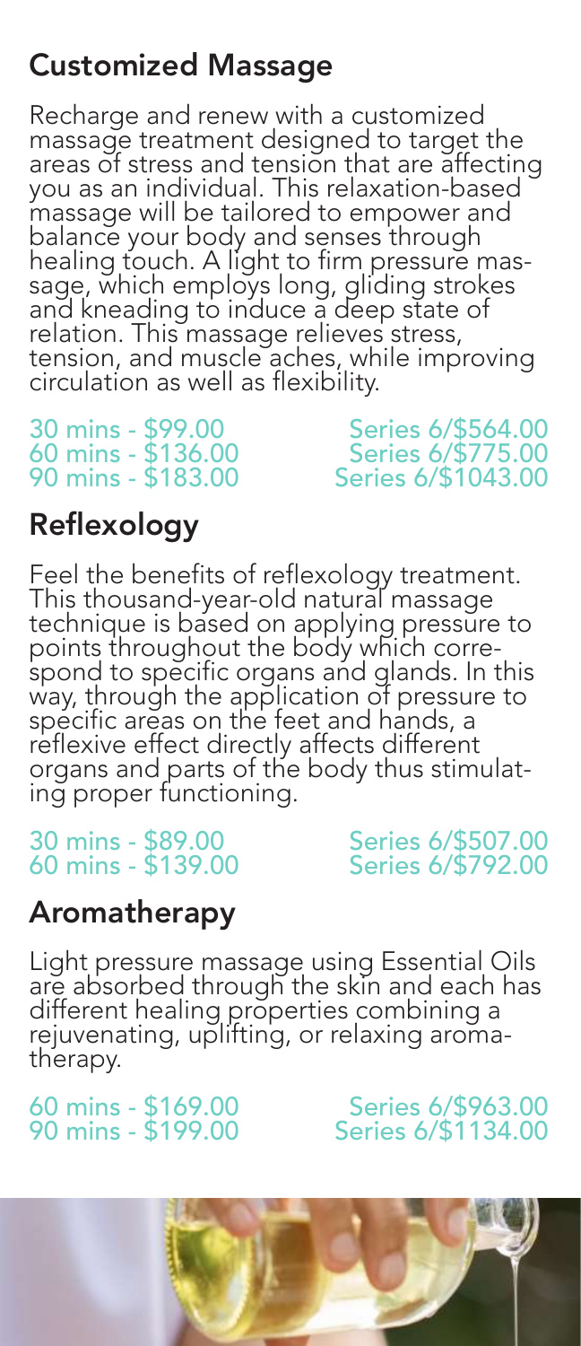## Customized Massage

Recharge and renew with a customized massage treatment designed to target the areas of stress and tension that are affecting you as an individual. This relaxation-based massage will be tailored to empower and balance your body and senses through healing touch. A light to firm pressure massage, which employs long, gliding strokes and kneading to induce a deep state of relation. This massage relieves stress, tension, and muscle aches, while improving circulation as well as flexibility.

| | |
|---|---|
| 30 mins - $99.00 | Series 6/$564.00 |
| 60 mins - $136.00 | Series 6/$775.00 |
| 90 mins - $183.00 | Series 6/$1043.00 |

## Reflexology

Feel the benefits of reflexology treatment. This thousand-year-old natural massage technique is based on applying pressure to points throughout the body which correspond to specific organs and glands. In this way, through the application of pressure to specific areas on the feet and hands, a reflexive effect directly affects different organs and parts of the body thus stimulating proper functioning.

| | |
|---|---|
| 30 mins - $89.00 | Series 6/$507.00 |
| 60 mins - $139.00 | Series 6/$792.00 |

## Aromatherapy

Light pressure massage using Essential Oils are absorbed through the skin and each has different healing properties combining a rejuvenating, uplifting, or relaxing aromatherapy.

| | |
|---|---|
| 60 mins - $169.00 | Series 6/$963.00 |
| 90 mins - $199.00 | Series 6/$1134.00 |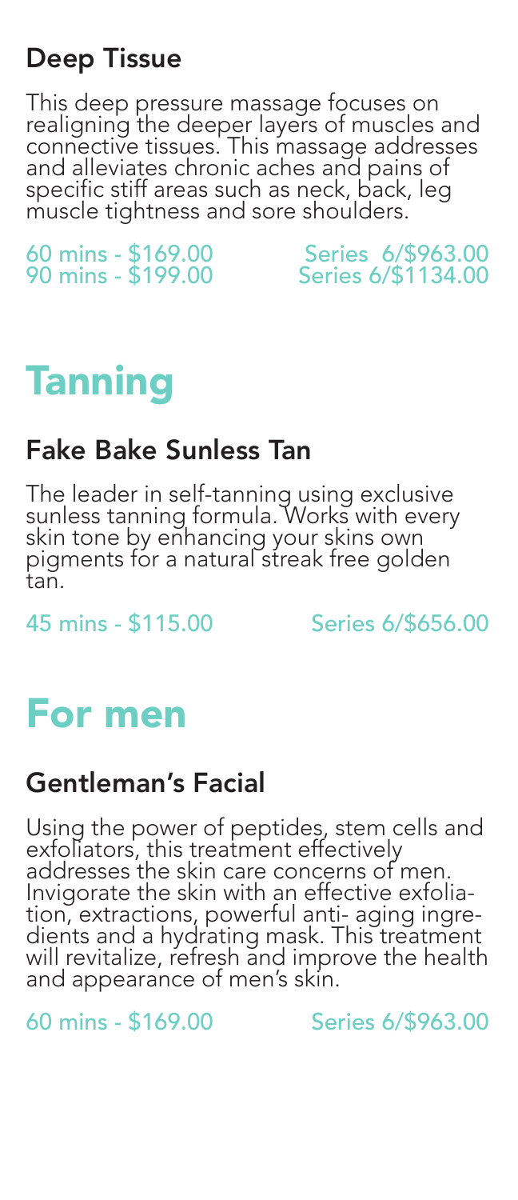### Deep Tissue

This deep pressure massage focuses on realigning the deeper layers of muscles and connective tissues. This massage addresses and alleviates chronic aches and pains of specific stiff areas such as neck, back, leg muscle tightness and sore shoulders.

60 mins - $169.00 Series 6/$963.00
90 mins - $199.00 Series 6/$1134.00

## Tanning

### Fake Bake Sunless Tan

The leader in self-tanning using exclusive sunless tanning formula. Works with every skin tone by enhancing your skins own pigments for a natural streak free golden tan.

45 mins - $115.00 Series 6/$656.00

## For men

### Gentleman's Facial

Using the power of peptides, stem cells and exfoliators, this treatment effectively addresses the skin care concerns of men. Invigorate the skin with an effective exfoliation, extractions, powerful anti- aging ingredients and a hydrating mask. This treatment will revitalize, refresh and improve the health and appearance of men's skin.

60 mins - $169.00 Series 6/$963.00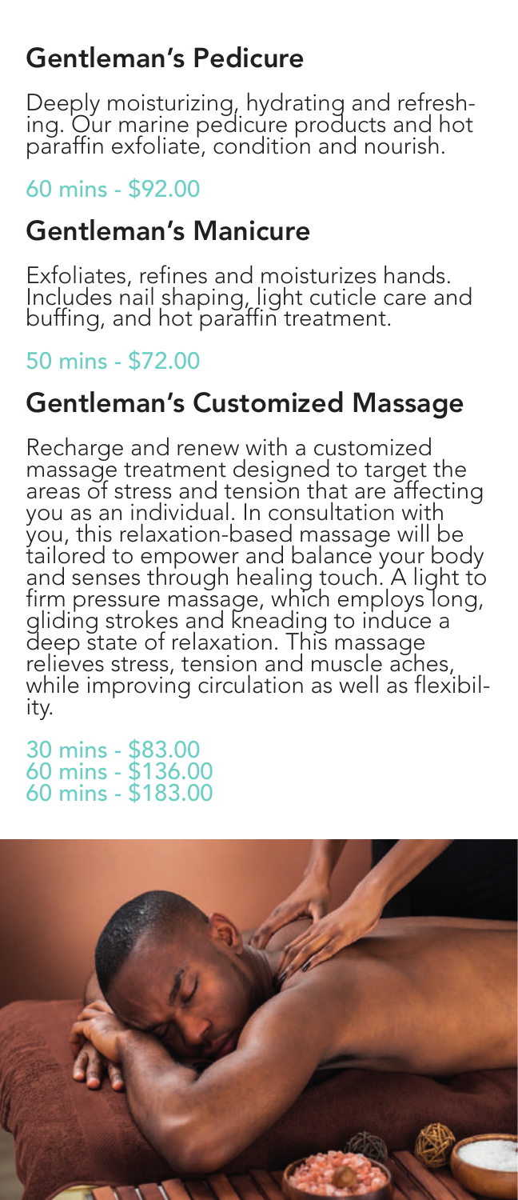## Gentleman's Pedicure

Deeply moisturizing, hydrating and refreshing. Our marine pedicure products and hot paraffin exfoliate, condition and nourish.

60 mins - $92.00

## Gentleman's Manicure

Exfoliates, refines and moisturizes hands. Includes nail shaping, light cuticle care and buffing, and hot paraffin treatment.

50 mins - $72.00

## Gentleman's Customized Massage

Recharge and renew with a customized massage treatment designed to target the areas of stress and tension that are affecting you as an individual. In consultation with you, this relaxation-based massage will be tailored to empower and balance your body and senses through healing touch. A light to firm pressure massage, which employs long, gliding strokes and kneading to induce a deep state of relaxation. This massage relieves stress, tension and muscle aches, while improving circulation as well as flexibility.

30 mins - $83.00
60 mins - $136.00
60 mins - $183.00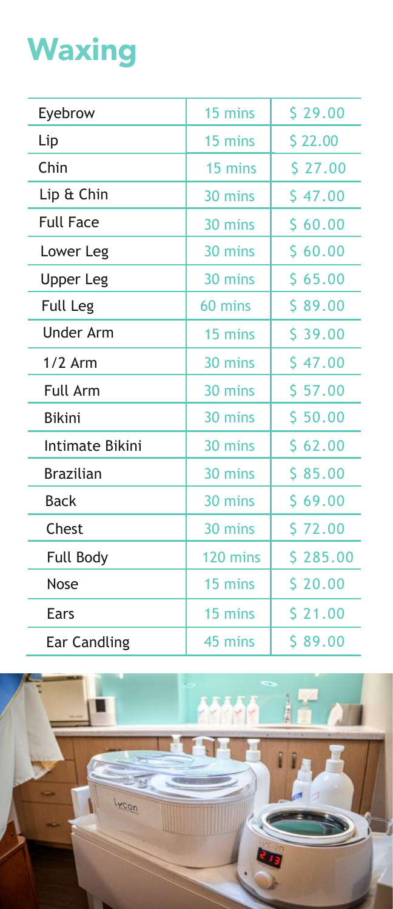# Waxing

| | | |
|---|---|---|
| Eyebrow | 15 mins | $ 29.00 |
| Lip | 15 mins | $ 22.00 |
| Chin | 15 mins | $ 27.00 |
| Lip & Chin | 30 mins | $ 47.00 |
| Full Face | 30 mins | $ 60.00 |
| Lower Leg | 30 mins | $ 60.00 |
| Upper Leg | 30 mins | $ 65.00 |
| Full Leg | 60 mins | $ 89.00 |
| Under Arm | 15 mins | $ 39.00 |
| 1/2 Arm | 30 mins | $ 47.00 |
| Full Arm | 30 mins | $ 57.00 |
| Bikini | 30 mins | $ 50.00 |
| Intimate Bikini | 30 mins | $ 62.00 |
| Brazilian | 30 mins | $ 85.00 |
| Back | 30 mins | $ 69.00 |
| Chest | 30 mins | $ 72.00 |
| Full Body | 120 mins | $ 285.00 |
| Nose | 15 mins | $ 20.00 |
| Ears | 15 mins | $ 21.00 |
| Ear Candling | 45 mins | $ 89.00 |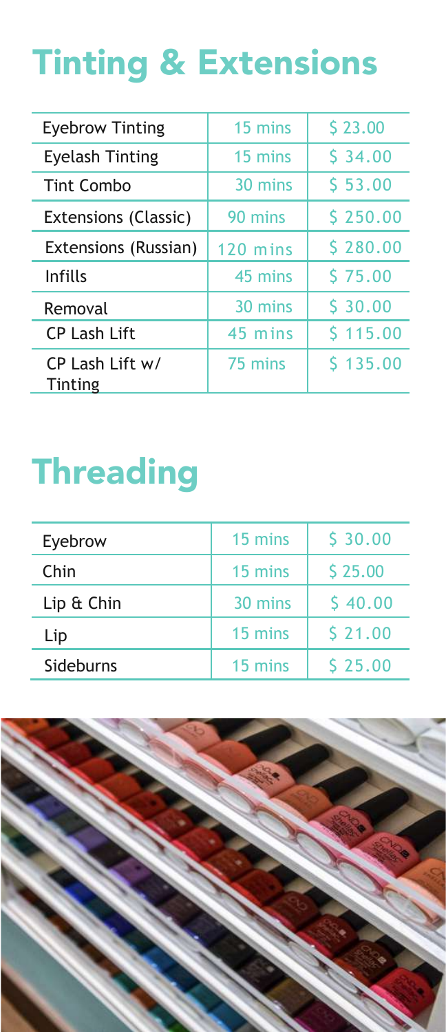# Tinting & Extensions

| | | |
|---|---|---|
| Eyebrow Tinting | 15 mins | $ 23.00 |
| Eyelash Tinting | 15 mins | $ 34.00 |
| Tint Combo | 30 mins | $ 53.00 |
| Extensions (Classic) | 90 mins | $ 250.00 |
| Extensions (Russian) | 120 mins | $ 280.00 |
| Infills | 45 mins | $ 75.00 |
| Removal | 30 mins | $ 30.00 |
| CP Lash Lift | 45 mins | $ 115.00 |
| CP Lash Lift w/ Tinting | 75 mins | $ 135.00 |

# Threading

| | | |
|---|---|---|
| Eyebrow | 15 mins | $ 30.00 |
| Chin | 15 mins | $ 25.00 |
| Lip & Chin | 30 mins | $ 40.00 |
| Lip | 15 mins | $ 21.00 |
| Sideburns | 15 mins | $ 25.00 |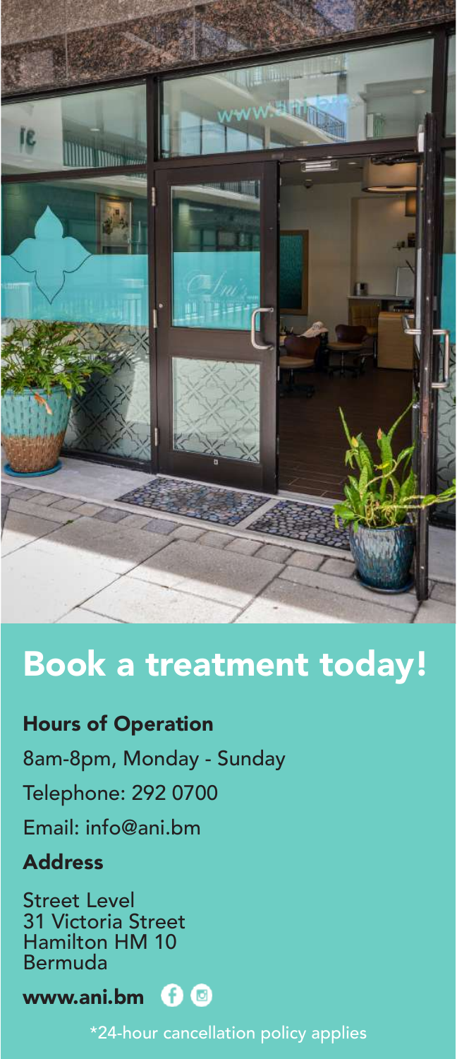# Book a treatment today!

### Hours of Operation

8am-8pm, Monday - Sunday

Telephone: 292 0700

Email: info@ani.bm

### Address

Street Level
31 Victoria Street
Hamilton HM 10
Bermuda

**www.ani.bm**

*24-hour cancellation policy applies